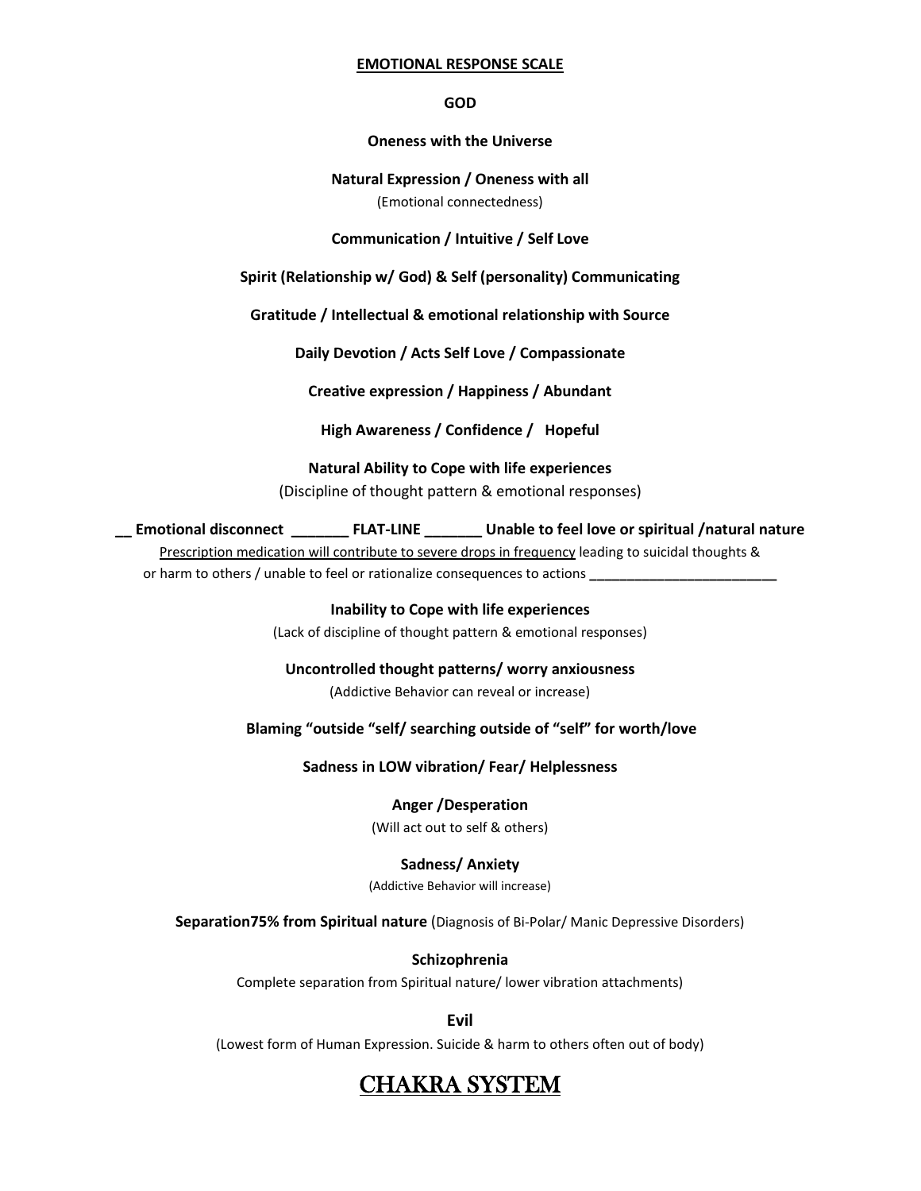**EMOTIONAL RESPONSE SCALE**

**GOD**

**Oneness with the Universe**

**Natural Expression / Oneness with all**
(Emotional connectedness)

**Communication / Intuitive / Self Love**

**Spirit (Relationship w/ God) & Self (personality) Communicating**

**Gratitude / Intellectual & emotional relationship with Source**

**Daily Devotion / Acts Self Love / Compassionate**

**Creative expression / Happiness / Abundant**

**High Awareness / Confidence / Hopeful**

**Natural Ability to Cope with life experiences**
(Discipline of thought pattern & emotional responses)

**__ Emotional disconnect _______ FLAT-LINE _______ Unable to feel love or spiritual /natural nature**
Prescription medication will contribute to severe drops in frequency leading to suicidal thoughts & or harm to others / unable to feel or rationalize consequences to actions ________________________

**Inability to Cope with life experiences**
(Lack of discipline of thought pattern & emotional responses)

**Uncontrolled thought patterns/ worry anxiousness**
(Addictive Behavior can reveal or increase)

**Blaming "outside "self/ searching outside of "self" for worth/love**

**Sadness in LOW vibration/ Fear/ Helplessness**

**Anger /Desperation**
(Will act out to self & others)

**Sadness/ Anxiety**
(Addictive Behavior will increase)

**Separation75% from Spiritual nature** (Diagnosis of Bi-Polar/ Manic Depressive Disorders)

**Schizophrenia**
Complete separation from Spiritual nature/ lower vibration attachments)

**Evil**
(Lowest form of Human Expression. Suicide & harm to others often out of body)

# CHAKRA SYSTEM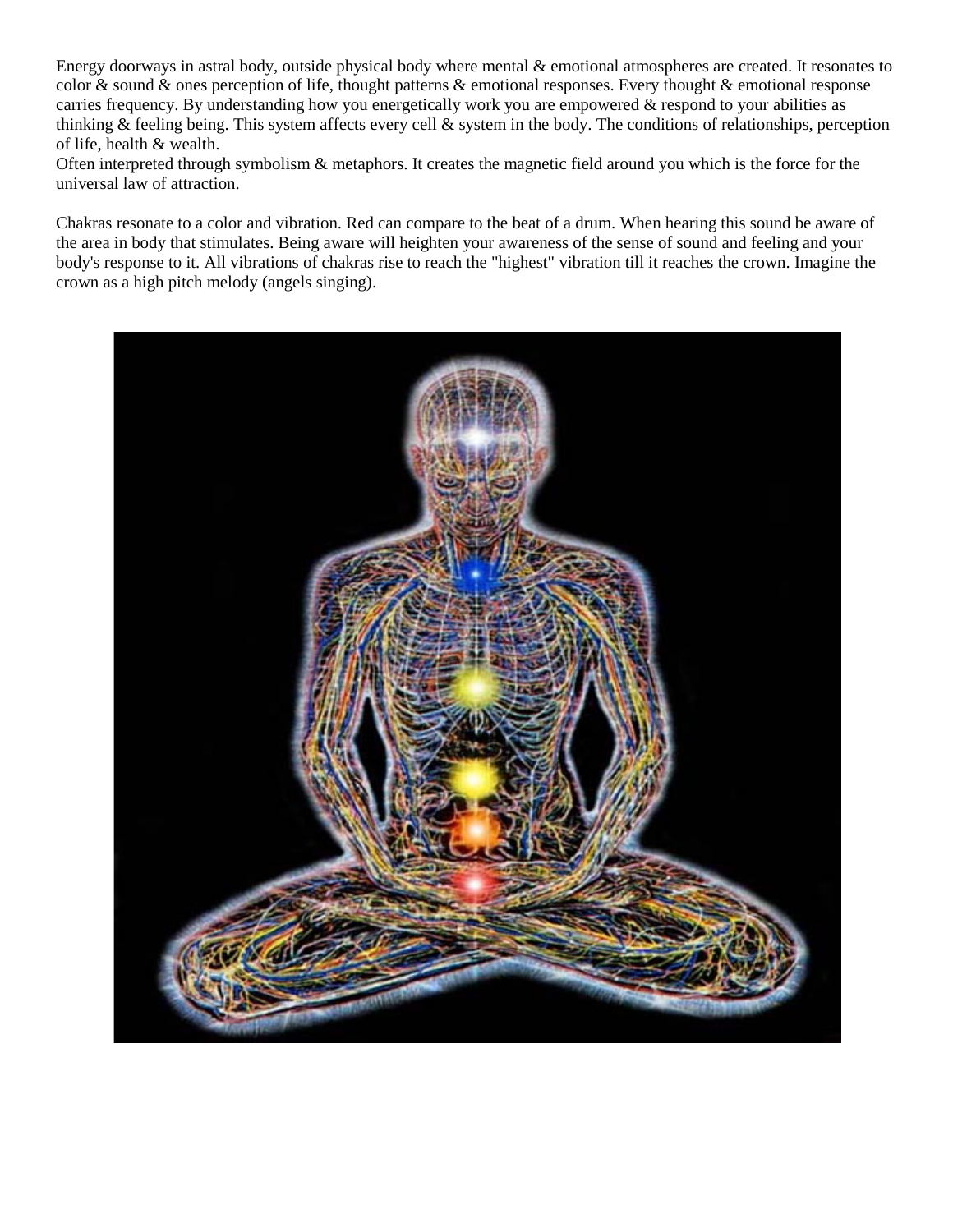Energy doorways in astral body, outside physical body where mental & emotional atmospheres are created. It resonates to color & sound & ones perception of life, thought patterns & emotional responses. Every thought & emotional response carries frequency. By understanding how you energetically work you are empowered & respond to your abilities as thinking & feeling being. This system affects every cell & system in the body. The conditions of relationships, perception of life, health & wealth.

Often interpreted through symbolism & metaphors. It creates the magnetic field around you which is the force for the universal law of attraction.

Chakras resonate to a color and vibration. Red can compare to the beat of a drum. When hearing this sound be aware of the area in body that stimulates. Being aware will heighten your awareness of the sense of sound and feeling and your body's response to it. All vibrations of chakras rise to reach the "highest" vibration till it reaches the crown. Imagine the crown as a high pitch melody (angels singing).